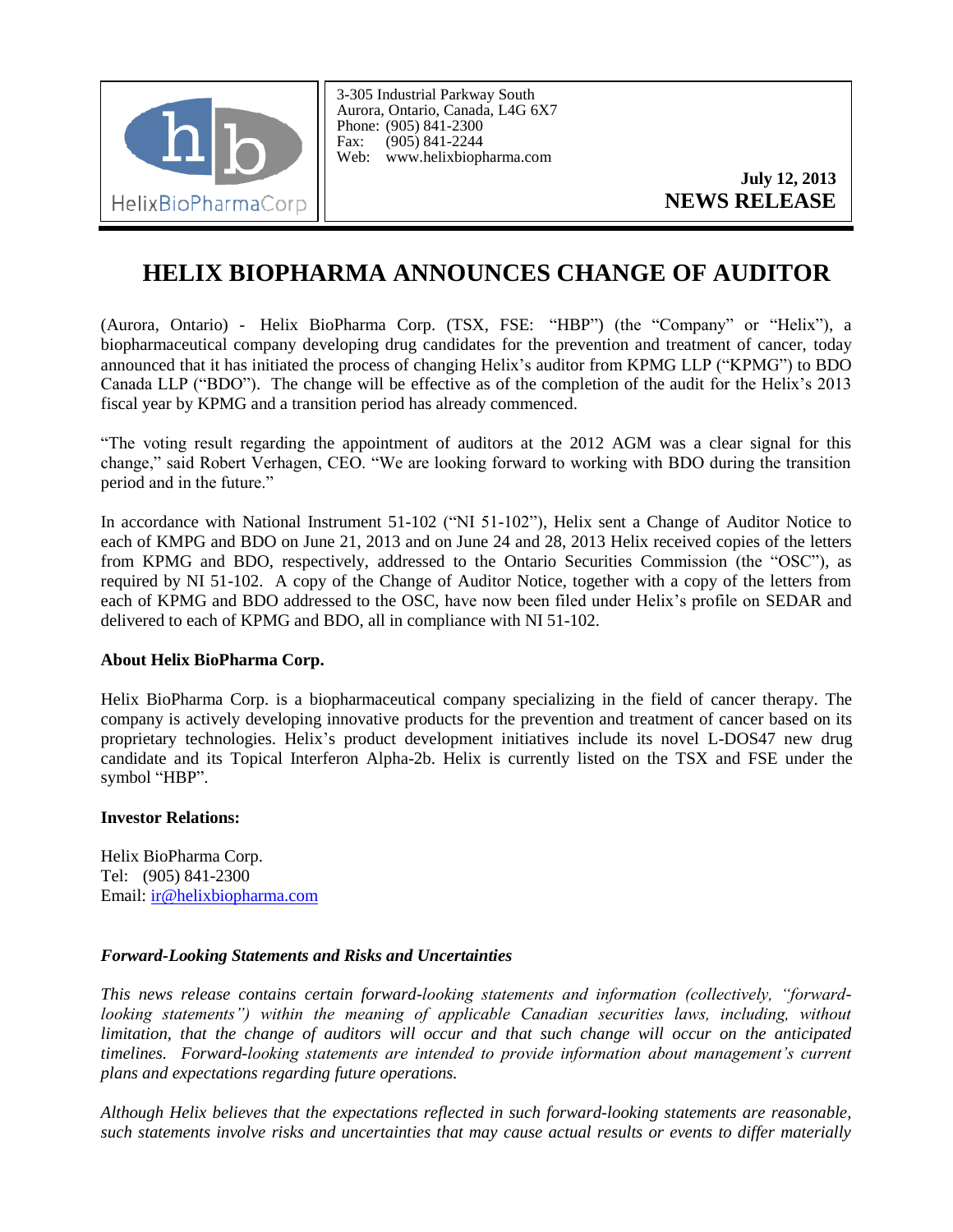HelixBioPharmaCorp

3-305 Industrial Parkway South
Aurora, Ontario, Canada, L4G 6X7
Phone: (905) 841-2300
Fax: (905) 841-2244
Web: www.helixbiopharma.com

**July 12, 2013**
**NEWS RELEASE**

# HELIX BIOPHARMA ANNOUNCES CHANGE OF AUDITOR

(Aurora, Ontario) - Helix BioPharma Corp. (TSX, FSE: "HBP") (the "Company" or "Helix"), a biopharmaceutical company developing drug candidates for the prevention and treatment of cancer, today announced that it has initiated the process of changing Helix's auditor from KPMG LLP ("KPMG") to BDO Canada LLP ("BDO"). The change will be effective as of the completion of the audit for the Helix's 2013 fiscal year by KPMG and a transition period has already commenced.

"The voting result regarding the appointment of auditors at the 2012 AGM was a clear signal for this change," said Robert Verhagen, CEO. "We are looking forward to working with BDO during the transition period and in the future."

In accordance with National Instrument 51-102 ("NI 51-102"), Helix sent a Change of Auditor Notice to each of KMPG and BDO on June 21, 2013 and on June 24 and 28, 2013 Helix received copies of the letters from KPMG and BDO, respectively, addressed to the Ontario Securities Commission (the "OSC"), as required by NI 51-102. A copy of the Change of Auditor Notice, together with a copy of the letters from each of KPMG and BDO addressed to the OSC, have now been filed under Helix's profile on SEDAR and delivered to each of KPMG and BDO, all in compliance with NI 51-102.

**About Helix BioPharma Corp.**

Helix BioPharma Corp. is a biopharmaceutical company specializing in the field of cancer therapy. The company is actively developing innovative products for the prevention and treatment of cancer based on its proprietary technologies. Helix's product development initiatives include its novel L-DOS47 new drug candidate and its Topical Interferon Alpha-2b. Helix is currently listed on the TSX and FSE under the symbol "HBP".

**Investor Relations:**

Helix BioPharma Corp.
Tel: (905) 841-2300
Email: ir@helixbiopharma.com

***Forward-Looking Statements and Risks and Uncertainties***

*This news release contains certain forward-looking statements and information (collectively, "forward-looking statements") within the meaning of applicable Canadian securities laws, including, without limitation, that the change of auditors will occur and that such change will occur on the anticipated timelines. Forward-looking statements are intended to provide information about management's current plans and expectations regarding future operations.*

*Although Helix believes that the expectations reflected in such forward-looking statements are reasonable, such statements involve risks and uncertainties that may cause actual results or events to differ materially*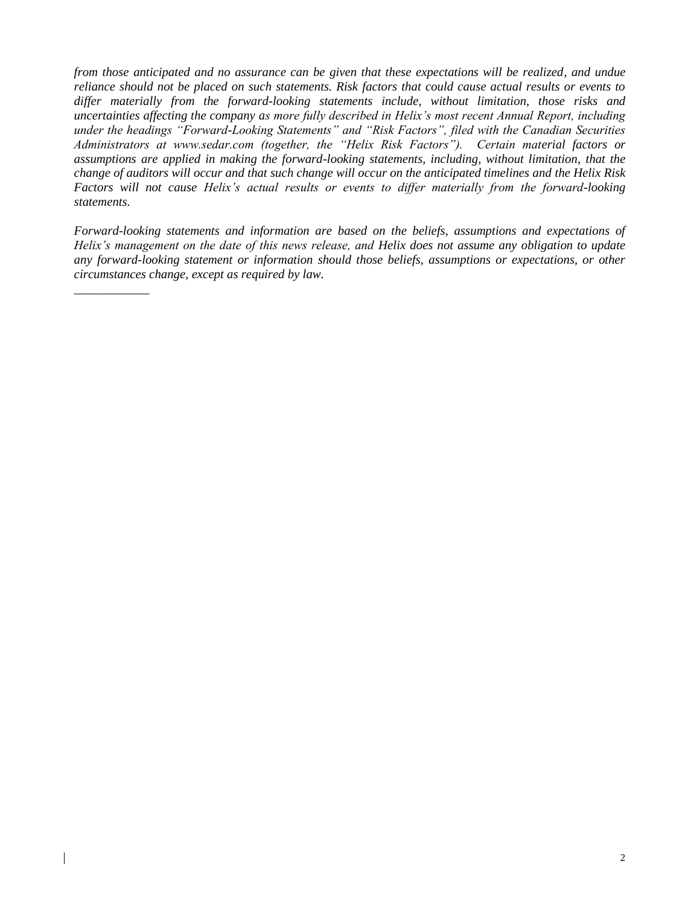*from those anticipated and no assurance can be given that these expectations will be realized, and undue reliance should not be placed on such statements. Risk factors that could cause actual results or events to differ materially from the forward-looking statements include, without limitation, those risks and uncertainties affecting the company as more fully described in Helix's most recent Annual Report, including under the headings "Forward-Looking Statements" and "Risk Factors", filed with the Canadian Securities Administrators at www.sedar.com (together, the "Helix Risk Factors"). Certain material factors or assumptions are applied in making the forward-looking statements, including, without limitation, that the change of auditors will occur and that such change will occur on the anticipated timelines and the Helix Risk Factors will not cause Helix's actual results or events to differ materially from the forward-looking statements.*

*Forward-looking statements and information are based on the beliefs, assumptions and expectations of Helix's management on the date of this news release, and Helix does not assume any obligation to update any forward-looking statement or information should those beliefs, assumptions or expectations, or other circumstances change, except as required by law.*

\_\_\_\_\_\_\_\_\_\_\_\_